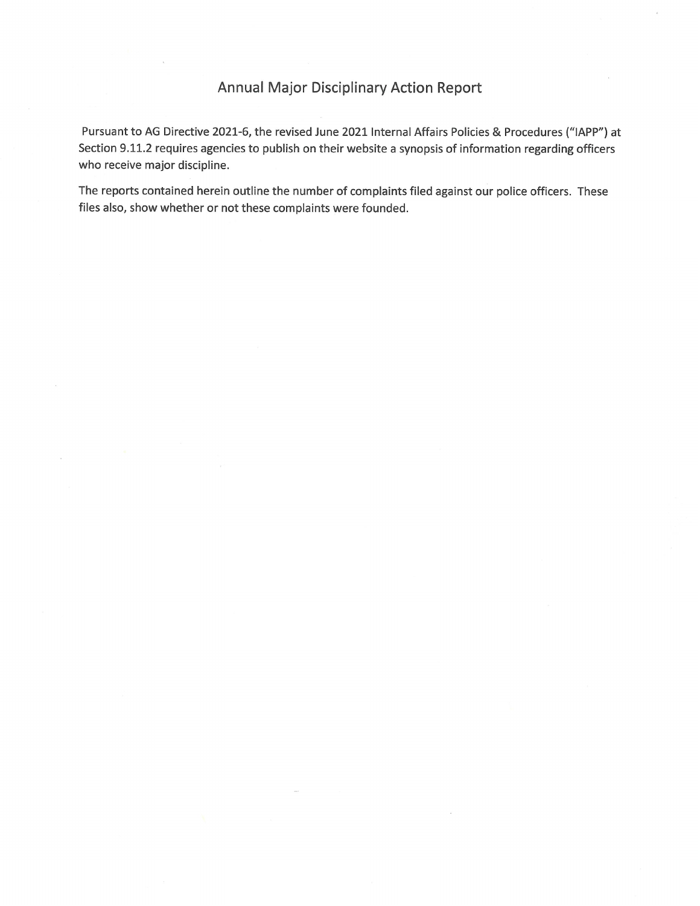# Annual Major Disciplinary Action Report

Pursuant to AG Directive 2021-6, the revised June 2021 Internal Affairs Policies & Procedures ("IAPP") at Section 9.11.2 requires agencies to publish on their website a synopsis of information regarding officers who receive major discipline.

The reports contained herein outline the number of complaints filed against our police officers. These files also, show whether or not these complaints were founded.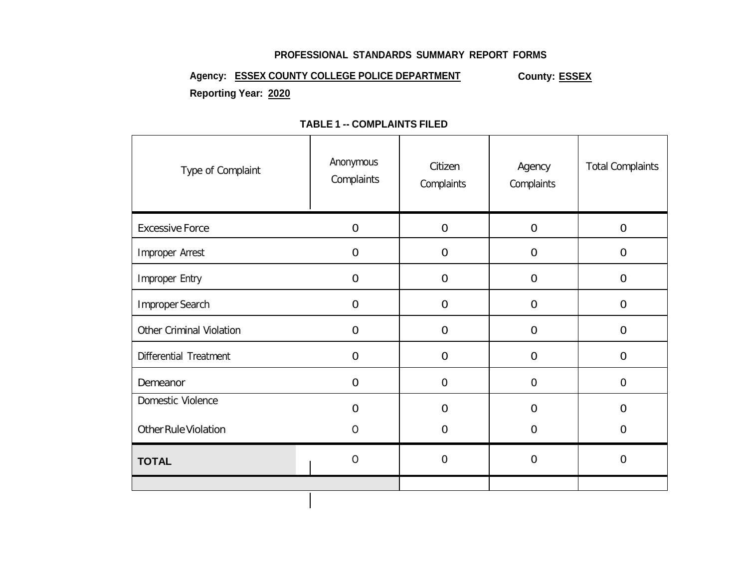**PROFESSIONAL STANDARDS SUMMARY REPORT FORMS**

**Agency: ESSEX COUNTY COLLEGE POLICE DEPARTMENT** **County: ESSEX**

**Reporting Year: 2020**

**TABLE 1 -- COMPLAINTS FILED**

| Type of Complaint | Anonymous Complaints | Citizen Complaints | Agency Complaints | Total Complaints |
|---|---|---|---|---|
| Excessive Force | 0 | 0 | 0 | 0 |
| Improper Arrest | 0 | 0 | 0 | 0 |
| Improper Entry | 0 | 0 | 0 | 0 |
| Improper Search | 0 | 0 | 0 | 0 |
| Other Criminal Violation | 0 | 0 | 0 | 0 |
| Differential Treatment | 0 | 0 | 0 | 0 |
| Demeanor | 0 | 0 | 0 | 0 |
| Domestic Violence | 0 | 0 | 0 | 0 |
| Other Rule Violation | 0 | 0 | 0 | 0 |
| **TOTAL** | 0 | 0 | 0 | 0 |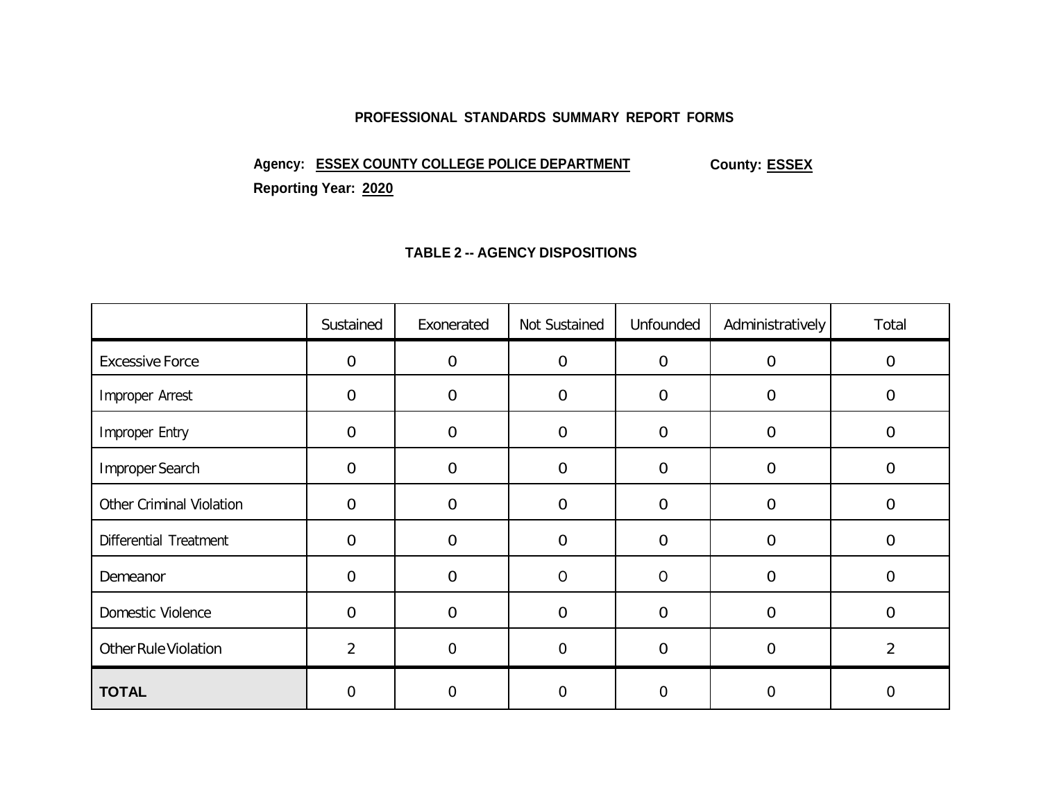**PROFESSIONAL STANDARDS SUMMARY REPORT FORMS**

**Agency:** **ESSEX COUNTY COLLEGE POLICE DEPARTMENT** **County:** **ESSEX**

**Reporting Year:** **2020**

**TABLE 2 -- AGENCY DISPOSITIONS**

| | Sustained | Exonerated | Not Sustained | Unfounded | Administratively | Total |
|---|---|---|---|---|---|---|
| Excessive Force | 0 | 0 | 0 | 0 | 0 | 0 |
| Improper Arrest | 0 | 0 | 0 | 0 | 0 | 0 |
| Improper Entry | 0 | 0 | 0 | 0 | 0 | 0 |
| Improper Search | 0 | 0 | 0 | 0 | 0 | 0 |
| Other Criminal Violation | 0 | 0 | 0 | 0 | 0 | 0 |
| Differential Treatment | 0 | 0 | 0 | 0 | 0 | 0 |
| Demeanor | 0 | 0 | 0 | 0 | 0 | 0 |
| Domestic Violence | 0 | 0 | 0 | 0 | 0 | 0 |
| Other Rule Violation | 2 | 0 | 0 | 0 | 0 | 2 |
| **TOTAL** | 0 | 0 | 0 | 0 | 0 | 0 |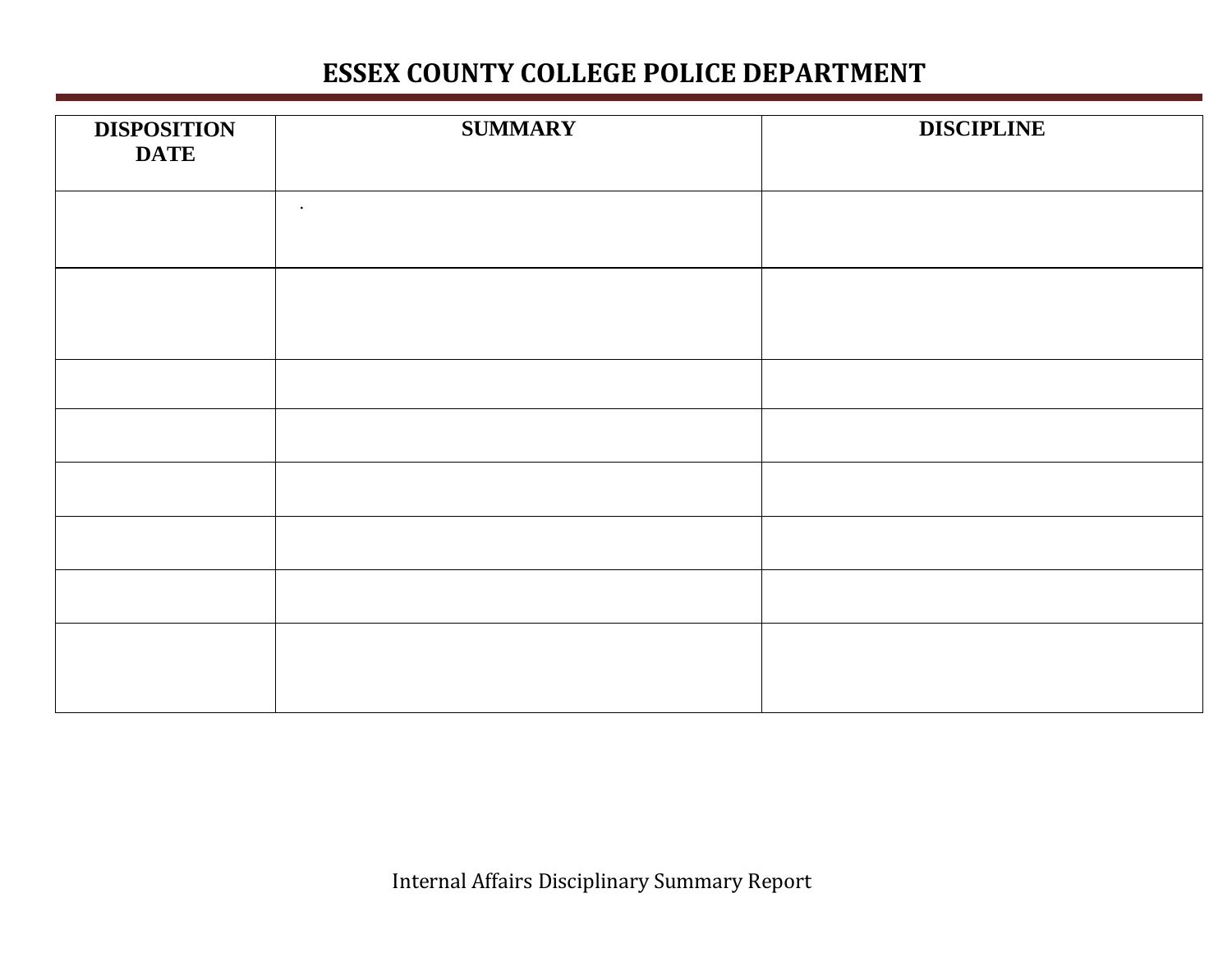# ESSEX COUNTY COLLEGE POLICE DEPARTMENT

| DISPOSITION DATE | SUMMARY | DISCIPLINE |
|---|---|---|
| | . | |
| | | |
| | | |
| | | |
| | | |
| | | |
| | | |
| | | |

Internal Affairs Disciplinary Summary Report